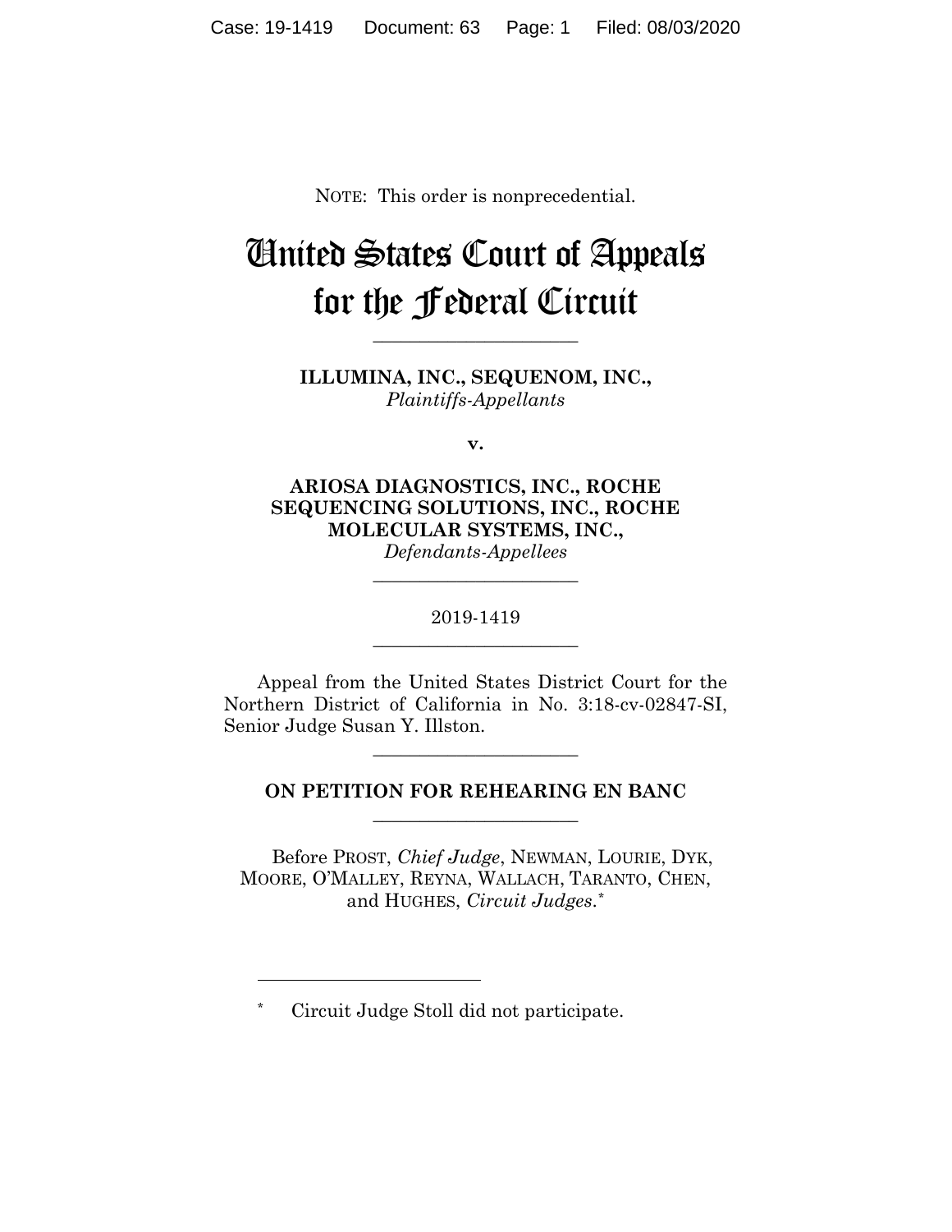NOTE: This order is nonprecedential.

# United States Court of Appeals for the Federal Circuit

---

**ILLUMINA, INC., SEQUENOM, INC.,**
*Plaintiffs-Appellants*

**v.**

**ARIOSA DIAGNOSTICS, INC., ROCHE SEQUENCING SOLUTIONS, INC., ROCHE MOLECULAR SYSTEMS, INC.,**
*Defendants-Appellees*

---

2019-1419

---

Appeal from the United States District Court for the Northern District of California in No. 3:18-cv-02847-SI, Senior Judge Susan Y. Illston.

---

**ON PETITION FOR REHEARING EN BANC**

---

Before PROST, *Chief Judge*, NEWMAN, LOURIE, DYK, MOORE, O'MALLEY, REYNA, WALLACH, TARANTO, CHEN, and HUGHES, *Circuit Judges*.*

---

\* Circuit Judge Stoll did not participate.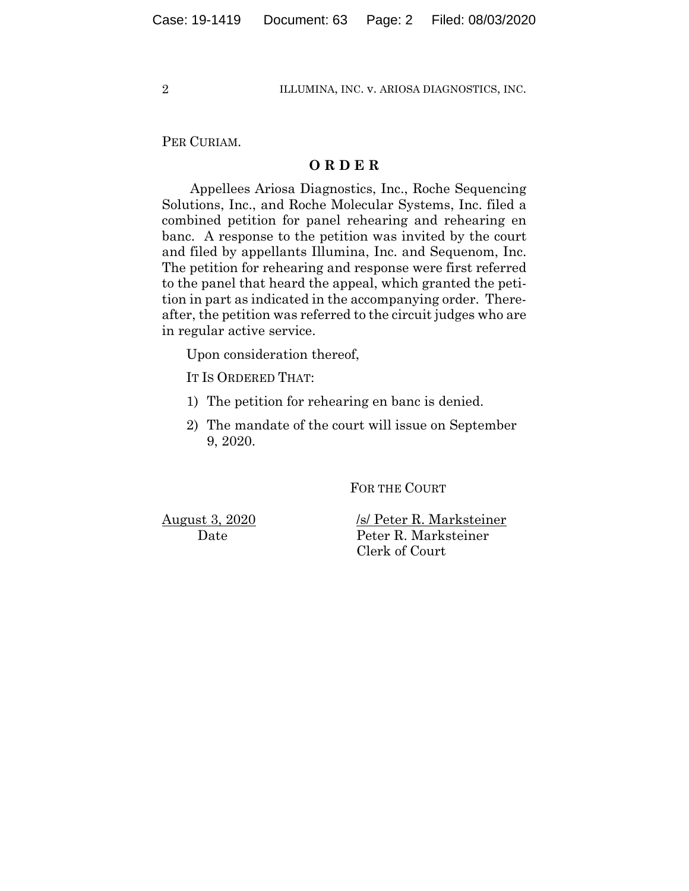PER CURIAM.

**O R D E R**

Appellees Ariosa Diagnostics, Inc., Roche Sequencing Solutions, Inc., and Roche Molecular Systems, Inc. filed a combined petition for panel rehearing and rehearing en banc. A response to the petition was invited by the court and filed by appellants Illumina, Inc. and Sequenom, Inc. The petition for rehearing and response were first referred to the panel that heard the appeal, which granted the petition in part as indicated in the accompanying order. Thereafter, the petition was referred to the circuit judges who are in regular active service.

Upon consideration thereof,

IT IS ORDERED THAT:

1) The petition for rehearing en banc is denied.
2) The mandate of the court will issue on September 9, 2020.

FOR THE COURT

August 3, 2020
Date

/s/ Peter R. Marksteiner
Peter R. Marksteiner
Clerk of Court